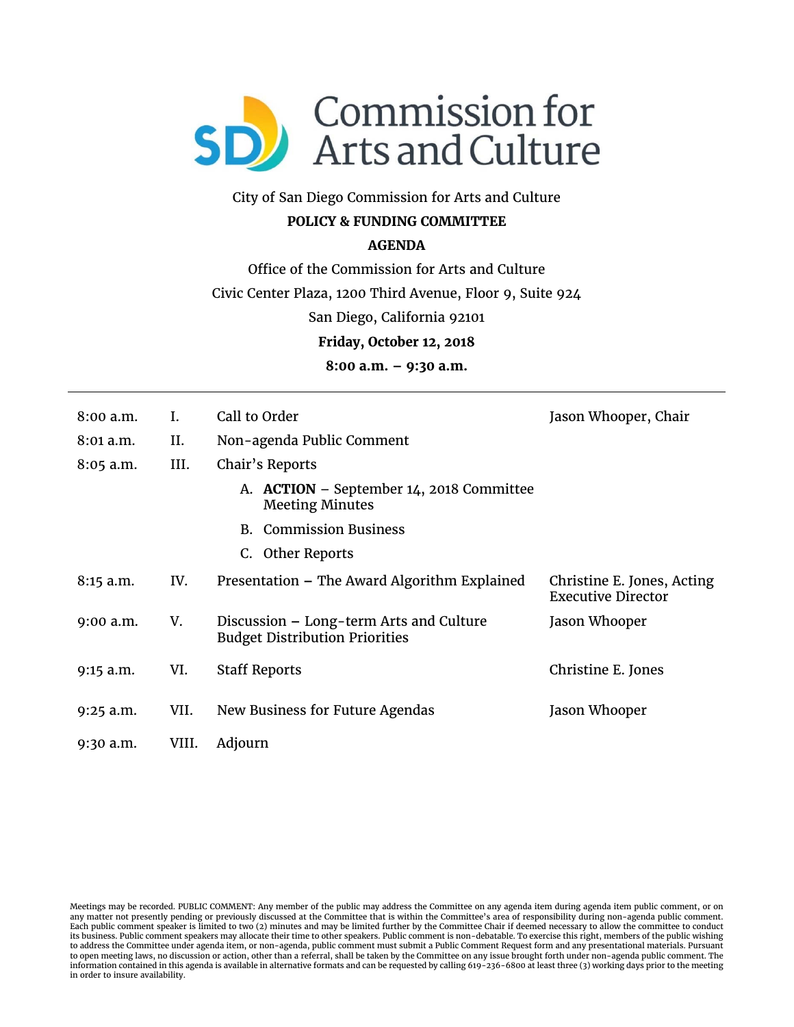# Commission for Arts and Culture

City of San Diego Commission for Arts and Culture

**POLICY & FUNDING COMMITTEE**

**AGENDA**

Office of the Commission for Arts and Culture

Civic Center Plaza, 1200 Third Avenue, Floor 9, Suite 924

San Diego, California 92101

**Friday, October 12, 2018**

**8:00 a.m. – 9:30 a.m.**

---

| Time | Item | Description | Presenter |
|---|---|---|---|
| 8:00 a.m. | I. | Call to Order | Jason Whooper, Chair |
| 8:01 a.m. | II. | Non-agenda Public Comment | |
| 8:05 a.m. | III. | Chair's Reports | |
| | | A. **ACTION** – September 14, 2018 Committee Meeting Minutes | |
| | | B. Commission Business | |
| | | C. Other Reports | |
| 8:15 a.m. | IV. | Presentation – The Award Algorithm Explained | Christine E. Jones, Acting Executive Director |
| 9:00 a.m. | V. | Discussion – Long-term Arts and Culture Budget Distribution Priorities | Jason Whooper |
| 9:15 a.m. | VI. | Staff Reports | Christine E. Jones |
| 9:25 a.m. | VII. | New Business for Future Agendas | Jason Whooper |
| 9:30 a.m. | VIII. | Adjourn | |

Meetings may be recorded. PUBLIC COMMENT: Any member of the public may address the Committee on any agenda item during agenda item public comment, or on any matter not presently pending or previously discussed at the Committee that is within the Committee's area of responsibility during non-agenda public comment. Each public comment speaker is limited to two (2) minutes and may be limited further by the Committee Chair if deemed necessary to allow the committee to conduct its business. Public comment speakers may allocate their time to other speakers. Public comment is non-debatable. To exercise this right, members of the public wishing to address the Committee under agenda item, or non-agenda, public comment must submit a Public Comment Request form and any presentational materials. Pursuant to open meeting laws, no discussion or action, other than a referral, shall be taken by the Committee on any issue brought forth under non-agenda public comment. The information contained in this agenda is available in alternative formats and can be requested by calling 619-236-6800 at least three (3) working days prior to the meeting in order to insure availability.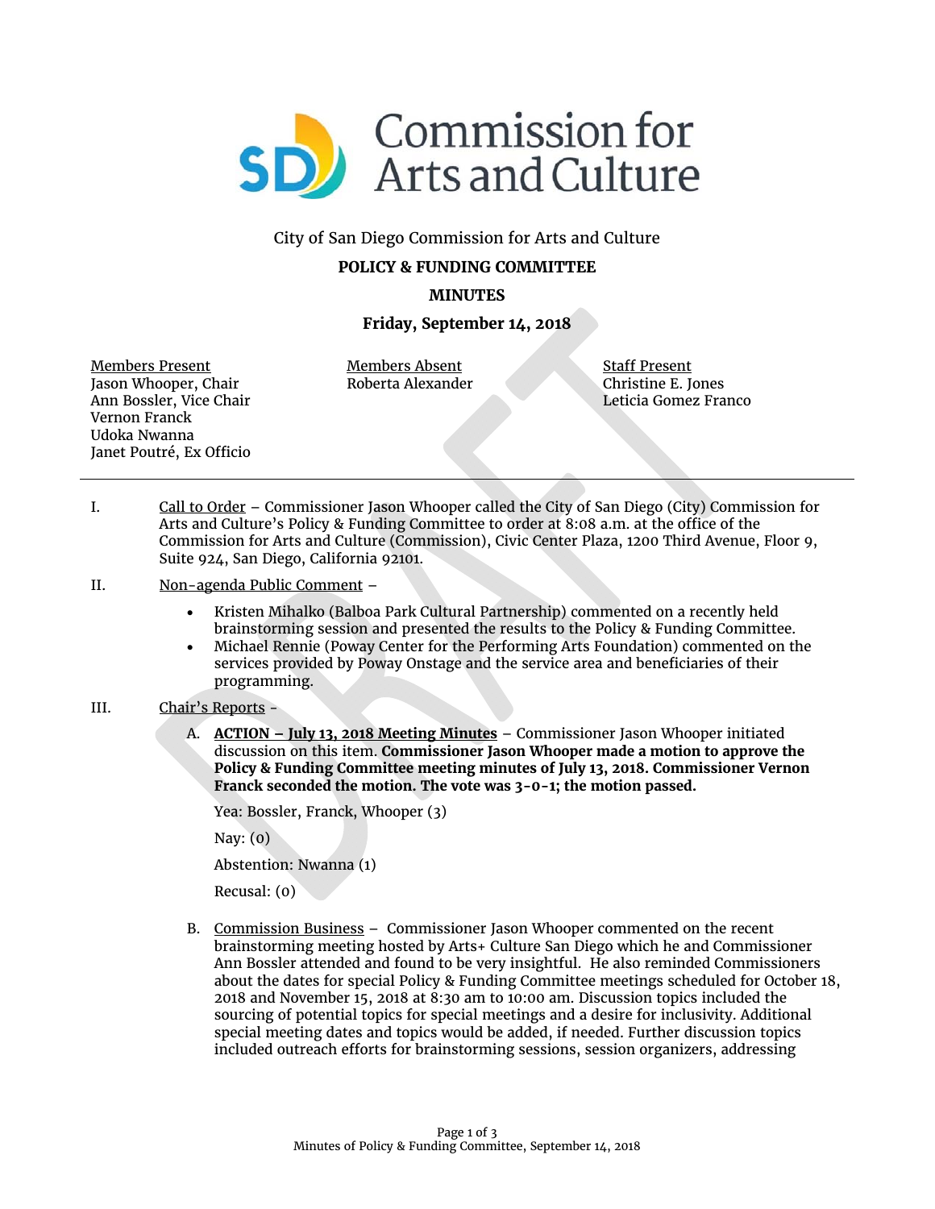City of San Diego Commission for Arts and Culture

**POLICY & FUNDING COMMITTEE**

**MINUTES**

**Friday, September 14, 2018**

| Members Present | Members Absent | Staff Present |
|---|---|---|
| Jason Whooper, Chair | Roberta Alexander | Christine E. Jones |
| Ann Bossler, Vice Chair | | Leticia Gomez Franco |
| Vernon Franck | | |
| Udoka Nwanna | | |
| Janet Poutré, Ex Officio | | |

---

I. Call to Order – Commissioner Jason Whooper called the City of San Diego (City) Commission for Arts and Culture's Policy & Funding Committee to order at 8:08 a.m. at the office of the Commission for Arts and Culture (Commission), Civic Center Plaza, 1200 Third Avenue, Floor 9, Suite 924, San Diego, California 92101.

II. Non-agenda Public Comment –

- Kristen Mihalko (Balboa Park Cultural Partnership) commented on a recently held brainstorming session and presented the results to the Policy & Funding Committee.
- Michael Rennie (Poway Center for the Performing Arts Foundation) commented on the services provided by Poway Onstage and the service area and beneficiaries of their programming.

III. Chair's Reports -

A. **ACTION – July 13, 2018 Meeting Minutes** – Commissioner Jason Whooper initiated discussion on this item. **Commissioner Jason Whooper made a motion to approve the Policy & Funding Committee meeting minutes of July 13, 2018. Commissioner Vernon Franck seconded the motion. The vote was 3-0-1; the motion passed.**

Yea: Bossler, Franck, Whooper (3)

Nay: (0)

Abstention: Nwanna (1)

Recusal: (0)

B. Commission Business – Commissioner Jason Whooper commented on the recent brainstorming meeting hosted by Arts+ Culture San Diego which he and Commissioner Ann Bossler attended and found to be very insightful. He also reminded Commissioners about the dates for special Policy & Funding Committee meetings scheduled for October 18, 2018 and November 15, 2018 at 8:30 am to 10:00 am. Discussion topics included the sourcing of potential topics for special meetings and a desire for inclusivity. Additional special meeting dates and topics would be added, if needed. Further discussion topics included outreach efforts for brainstorming sessions, session organizers, addressing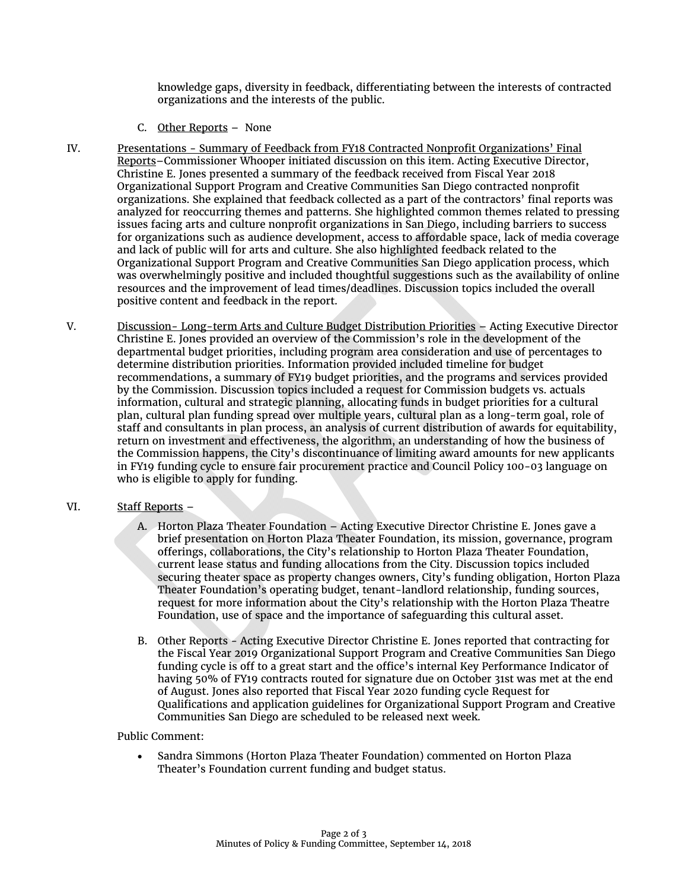knowledge gaps, diversity in feedback, differentiating between the interests of contracted organizations and the interests of the public.

C. Other Reports – None

IV. Presentations - Summary of Feedback from FY18 Contracted Nonprofit Organizations' Final Reports–Commissioner Whooper initiated discussion on this item. Acting Executive Director, Christine E. Jones presented a summary of the feedback received from Fiscal Year 2018 Organizational Support Program and Creative Communities San Diego contracted nonprofit organizations. She explained that feedback collected as a part of the contractors' final reports was analyzed for reoccurring themes and patterns. She highlighted common themes related to pressing issues facing arts and culture nonprofit organizations in San Diego, including barriers to success for organizations such as audience development, access to affordable space, lack of media coverage and lack of public will for arts and culture. She also highlighted feedback related to the Organizational Support Program and Creative Communities San Diego application process, which was overwhelmingly positive and included thoughtful suggestions such as the availability of online resources and the improvement of lead times/deadlines. Discussion topics included the overall positive content and feedback in the report.

V. Discussion- Long-term Arts and Culture Budget Distribution Priorities – Acting Executive Director Christine E. Jones provided an overview of the Commission's role in the development of the departmental budget priorities, including program area consideration and use of percentages to determine distribution priorities. Information provided included timeline for budget recommendations, a summary of FY19 budget priorities, and the programs and services provided by the Commission. Discussion topics included a request for Commission budgets vs. actuals information, cultural and strategic planning, allocating funds in budget priorities for a cultural plan, cultural plan funding spread over multiple years, cultural plan as a long-term goal, role of staff and consultants in plan process, an analysis of current distribution of awards for equitability, return on investment and effectiveness, the algorithm, an understanding of how the business of the Commission happens, the City's discontinuance of limiting award amounts for new applicants in FY19 funding cycle to ensure fair procurement practice and Council Policy 100-03 language on who is eligible to apply for funding.

VI. Staff Reports –

A. Horton Plaza Theater Foundation – Acting Executive Director Christine E. Jones gave a brief presentation on Horton Plaza Theater Foundation, its mission, governance, program offerings, collaborations, the City's relationship to Horton Plaza Theater Foundation, current lease status and funding allocations from the City. Discussion topics included securing theater space as property changes owners, City's funding obligation, Horton Plaza Theater Foundation's operating budget, tenant-landlord relationship, funding sources, request for more information about the City's relationship with the Horton Plaza Theatre Foundation, use of space and the importance of safeguarding this cultural asset.

B. Other Reports - Acting Executive Director Christine E. Jones reported that contracting for the Fiscal Year 2019 Organizational Support Program and Creative Communities San Diego funding cycle is off to a great start and the office's internal Key Performance Indicator of having 50% of FY19 contracts routed for signature due on October 31st was met at the end of August. Jones also reported that Fiscal Year 2020 funding cycle Request for Qualifications and application guidelines for Organizational Support Program and Creative Communities San Diego are scheduled to be released next week.

Public Comment:

- Sandra Simmons (Horton Plaza Theater Foundation) commented on Horton Plaza Theater's Foundation current funding and budget status.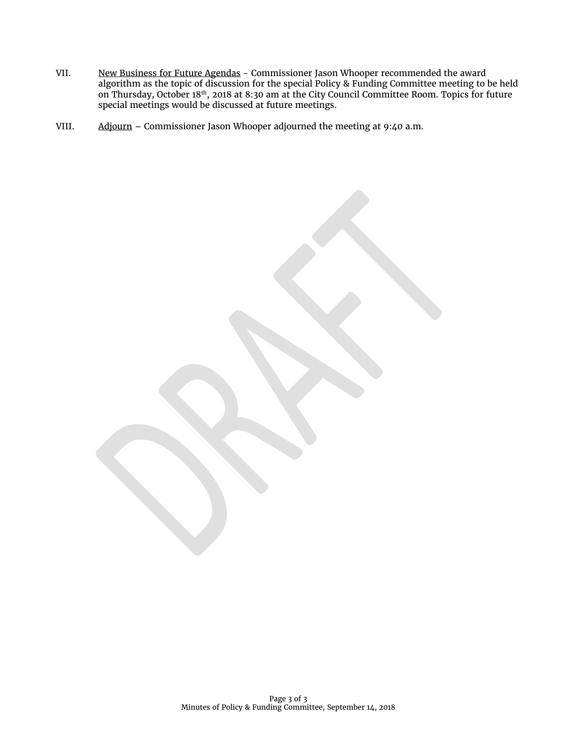VII. New Business for Future Agendas - Commissioner Jason Whooper recommended the award algorithm as the topic of discussion for the special Policy & Funding Committee meeting to be held on Thursday, October 18th, 2018 at 8:30 am at the City Council Committee Room. Topics for future special meetings would be discussed at future meetings.

VIII. Adjourn – Commissioner Jason Whooper adjourned the meeting at 9:40 a.m.

DRAFT